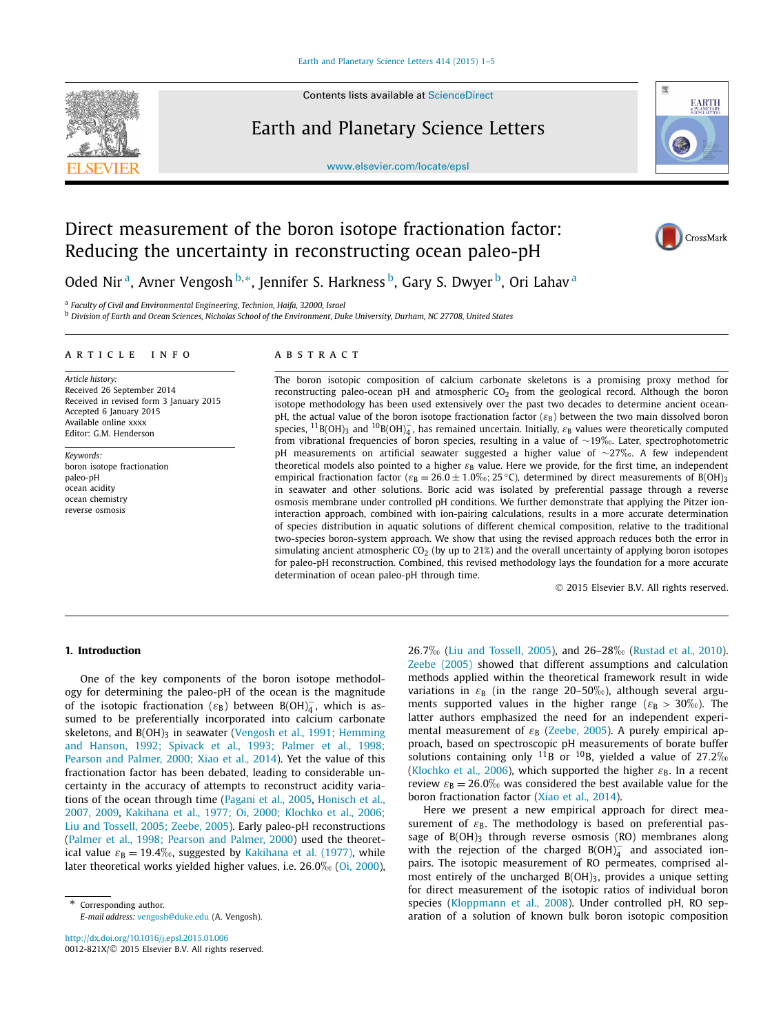# Direct measurement of the boron isotope fractionation factor: Reducing the uncertainty in reconstructing ocean paleo-pH

Oded Nir [a], Avner Vengosh [b,*], Jennifer S. Harkness [b], Gary S. Dwyer [b], Ori Lahav [a]

[a] Faculty of Civil and Environmental Engineering, Technion, Haifa, 32000, Israel

[b] Division of Earth and Ocean Sciences, Nicholas School of the Environment, Duke University, Durham, NC 27708, United States

## ARTICLE INFO

*Article history:*
Received 26 September 2014
Received in revised form 3 January 2015
Accepted 6 January 2015
Available online xxxx
Editor: G.M. Henderson

*Keywords:*
boron isotope fractionation
paleo-pH
ocean acidity
ocean chemistry
reverse osmosis

## ABSTRACT

The boron isotopic composition of calcium carbonate skeletons is a promising proxy method for reconstructing paleo-ocean pH and atmospheric $CO_2$ from the geological record. Although the boron isotope methodology has been used extensively over the past two decades to determine ancient ocean-pH, the actual value of the boron isotope fractionation factor ($\varepsilon_B$) between the two main dissolved boron species, $^{11}B(OH)_3$ and $^{10}B(OH)_4^-$, has remained uncertain. Initially, $\varepsilon_B$ values were theoretically computed from vibrational frequencies of boron species, resulting in a value of ~19‰. Later, spectrophotometric pH measurements on artificial seawater suggested a higher value of ~27‰. A few independent theoretical models also pointed to a higher $\varepsilon_B$ value. Here we provide, for the first time, an independent empirical fractionation factor ($\varepsilon_B = 26.0 \pm 1.0$‰; 25 °C), determined by direct measurements of $B(OH)_3$ in seawater and other solutions. Boric acid was isolated by preferential passage through a reverse osmosis membrane under controlled pH conditions. We further demonstrate that applying the Pitzer ion-interaction approach, combined with ion-pairing calculations, results in a more accurate determination of species distribution in aquatic solutions of different chemical composition, relative to the traditional two-species boron-system approach. We show that using the revised approach reduces both the error in simulating ancient atmospheric $CO_2$ (by up to 21%) and the overall uncertainty of applying boron isotopes for paleo-pH reconstruction. Combined, this revised methodology lays the foundation for a more accurate determination of ocean paleo-pH through time.

© 2015 Elsevier B.V. All rights reserved.

## 1. Introduction

One of the key components of the boron isotope methodology for determining the paleo-pH of the ocean is the magnitude of the isotopic fractionation ($\varepsilon_B$) between $B(OH)_4^-$, which is assumed to be preferentially incorporated into calcium carbonate skeletons, and $B(OH)_3$ in seawater (Vengosh et al., 1991; Hemming and Hanson, 1992; Spivack et al., 1993; Palmer et al., 1998; Pearson and Palmer, 2000; Xiao et al., 2014). Yet the value of this fractionation factor has been debated, leading to considerable uncertainty in the accuracy of attempts to reconstruct acidity variations of the ocean through time (Pagani et al., 2005, Honisch et al., 2007, 2009, Kakihana et al., 1977; Oi, 2000; Klochko et al., 2006; Liu and Tossell, 2005; Zeebe, 2005). Early paleo-pH reconstructions (Palmer et al., 1998; Pearson and Palmer, 2000) used the theoretical value $\varepsilon_B = 19.4$‰, suggested by Kakihana et al. (1977), while later theoretical works yielded higher values, i.e. 26.0‰ (Oi, 2000), 26.7‰ (Liu and Tossell, 2005), and 26–28‰ (Rustad et al., 2010). Zeebe (2005) showed that different assumptions and calculation methods applied within the theoretical framework result in wide variations in $\varepsilon_B$ (in the range 20–50‰), although several arguments supported values in the higher range ($\varepsilon_B > 30$‰). The latter authors emphasized the need for an independent experimental measurement of $\varepsilon_B$ (Zeebe, 2005). A purely empirical approach, based on spectroscopic pH measurements of borate buffer solutions containing only $^{11}B$ or $^{10}B$, yielded a value of 27.2‰ (Klochko et al., 2006), which supported the higher $\varepsilon_B$. In a recent review $\varepsilon_B = 26.0$‰ was considered the best available value for the boron fractionation factor (Xiao et al., 2014).

Here we present a new empirical approach for direct measurement of $\varepsilon_B$. The methodology is based on preferential passage of $B(OH)_3$ through reverse osmosis (RO) membranes along with the rejection of the charged $B(OH)_4^-$ and associated ion-pairs. The isotopic measurement of RO permeates, comprised almost entirely of the uncharged $B(OH)_3$, provides a unique setting for direct measurement of the isotopic ratios of individual boron species (Kloppmann et al., 2008). Under controlled pH, RO separation of a solution of known bulk boron isotopic composition

* Corresponding author.
*E-mail address:* vengosh@duke.edu (A. Vengosh).

http://dx.doi.org/10.1016/j.epsl.2015.01.006
0012-821X/© 2015 Elsevier B.V. All rights reserved.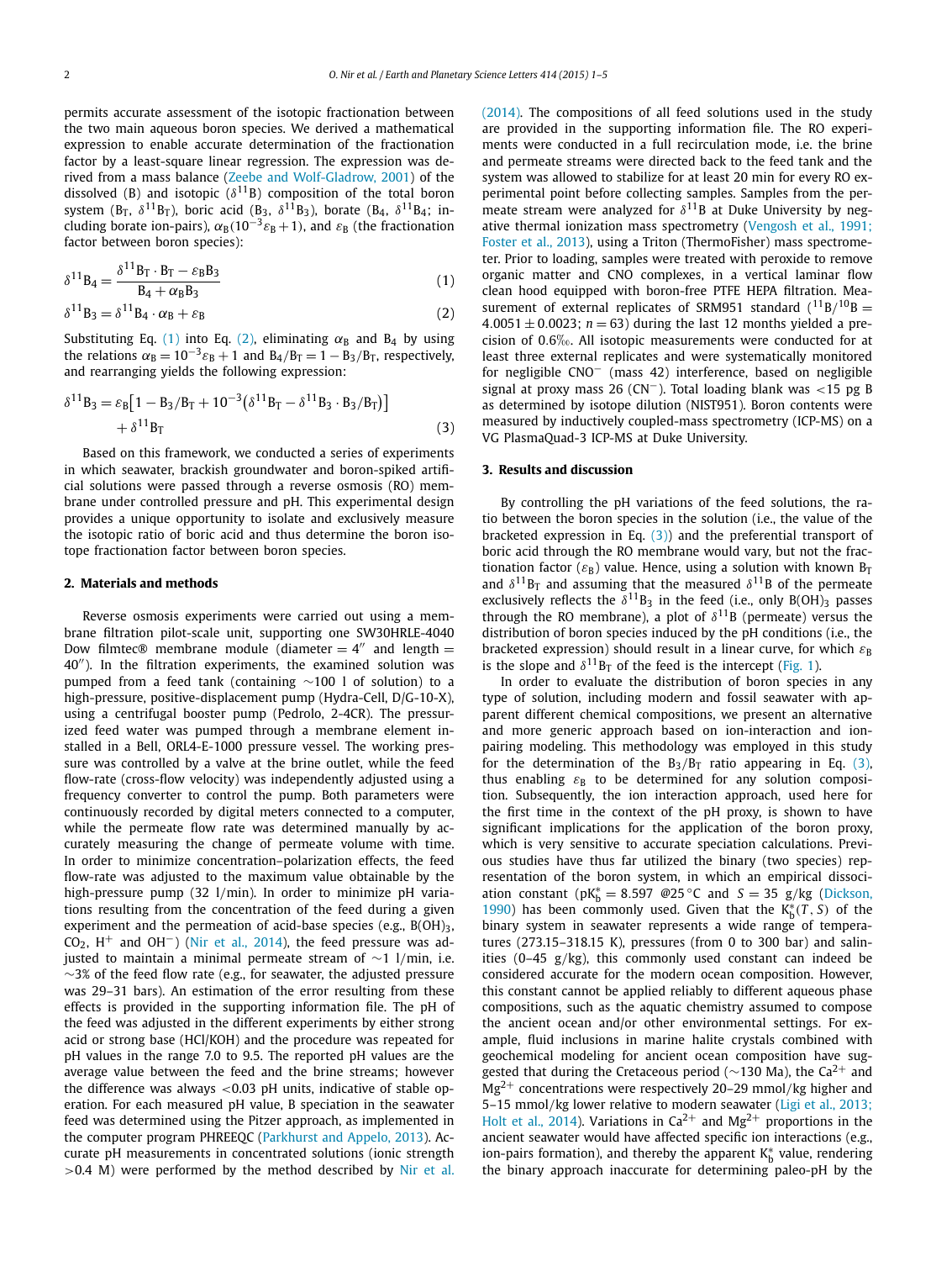permits accurate assessment of the isotopic fractionation between the two main aqueous boron species. We derived a mathematical expression to enable accurate determination of the fractionation factor by a least-square linear regression. The expression was derived from a mass balance (Zeebe and Wolf-Gladrow, 2001) of the dissolved (B) and isotopic ($\delta^{11}$B) composition of the total boron system ($B_T$, $\delta^{11}B_T$), boric acid ($B_3$, $\delta^{11}B_3$), borate ($B_4$, $\delta^{11}B_4$; including borate ion-pairs), $\alpha_B(10^{-3}\varepsilon_B + 1)$, and $\varepsilon_B$ (the fractionation factor between boron species):

$$\delta^{11}B_4 = \frac{\delta^{11}B_T \cdot B_T - \varepsilon_B B_3}{B_4 + \alpha_B B_3} \tag{1}$$

$$\delta^{11}B_3 = \delta^{11}B_4 \cdot \alpha_B + \varepsilon_B \tag{2}$$

Substituting Eq. (1) into Eq. (2), eliminating $\alpha_B$ and $B_4$ by using the relations $\alpha_B = 10^{-3}\varepsilon_B + 1$ and $B_4/B_T = 1 - B_3/B_T$, respectively, and rearranging yields the following expression:

$$\delta^{11}B_3 = \varepsilon_B\left[1 - B_3/B_T + 10^{-3}\left(\delta^{11}B_T - \delta^{11}B_3 \cdot B_3/B_T\right)\right] + \delta^{11}B_T \tag{3}$$

Based on this framework, we conducted a series of experiments in which seawater, brackish groundwater and boron-spiked artificial solutions were passed through a reverse osmosis (RO) membrane under controlled pressure and pH. This experimental design provides a unique opportunity to isolate and exclusively measure the isotopic ratio of boric acid and thus determine the boron isotope fractionation factor between boron species.

## 2. Materials and methods

Reverse osmosis experiments were carried out using a membrane filtration pilot-scale unit, supporting one SW30HRLE-4040 Dow filmtec® membrane module (diameter = 4″ and length = 40″). In the filtration experiments, the examined solution was pumped from a feed tank (containing ∼100 l of solution) to a high-pressure, positive-displacement pump (Hydra-Cell, D/G-10-X), using a centrifugal booster pump (Pedrolo, 2-4CR). The pressurized feed water was pumped through a membrane element installed in a Bell, ORL4-E-1000 pressure vessel. The working pressure was controlled by a valve at the brine outlet, while the feed flow-rate (cross-flow velocity) was independently adjusted using a frequency converter to control the pump. Both parameters were continuously recorded by digital meters connected to a computer, while the permeate flow rate was determined manually by accurately measuring the change of permeate volume with time. In order to minimize concentration–polarization effects, the feed flow-rate was adjusted to the maximum value obtainable by the high-pressure pump (32 l/min). In order to minimize pH variations resulting from the concentration of the feed during a given experiment and the permeation of acid-base species (e.g., $B(OH)_3$, $CO_2$, $H^+$ and $OH^-$) (Nir et al., 2014), the feed pressure was adjusted to maintain a minimal permeate stream of ∼1 l/min, i.e. ∼3% of the feed flow rate (e.g., for seawater, the adjusted pressure was 29–31 bars). An estimation of the error resulting from these effects is provided in the supporting information file. The pH of the feed was adjusted in the different experiments by either strong acid or strong base (HCl/KOH) and the procedure was repeated for pH values in the range 7.0 to 9.5. The reported pH values are the average value between the feed and the brine streams; however the difference was always <0.03 pH units, indicative of stable operation. For each measured pH value, B speciation in the seawater feed was determined using the Pitzer approach, as implemented in the computer program PHREEQC (Parkhurst and Appelo, 2013). Accurate pH measurements in concentrated solutions (ionic strength >0.4 M) were performed by the method described by Nir et al. (2014). The compositions of all feed solutions used in the study are provided in the supporting information file. The RO experiments were conducted in a full recirculation mode, i.e. the brine and permeate streams were directed back to the feed tank and the system was allowed to stabilize for at least 20 min for every RO experimental point before collecting samples. Samples from the permeate stream were analyzed for $\delta^{11}$B at Duke University by negative thermal ionization mass spectrometry (Vengosh et al., 1991; Foster et al., 2013), using a Triton (ThermoFisher) mass spectrometer. Prior to loading, samples were treated with peroxide to remove organic matter and CNO complexes, in a vertical laminar flow clean hood equipped with boron-free PTFE HEPA filtration. Measurement of external replicates of SRM951 standard ($^{11}B/^{10}B = 4.0051 \pm 0.0023$; $n = 63$) during the last 12 months yielded a precision of 0.6‰. All isotopic measurements were conducted for at least three external replicates and were systematically monitored for negligible $CNO^-$ (mass 42) interference, based on negligible signal at proxy mass 26 ($CN^-$). Total loading blank was <15 pg B as determined by isotope dilution (NIST951). Boron contents were measured by inductively coupled-mass spectrometry (ICP-MS) on a VG PlasmaQuad-3 ICP-MS at Duke University.

## 3. Results and discussion

By controlling the pH variations of the feed solutions, the ratio between the boron species in the solution (i.e., the value of the bracketed expression in Eq. (3)) and the preferential transport of boric acid through the RO membrane would vary, but not the fractionation factor ($\varepsilon_B$) value. Hence, using a solution with known $B_T$ and $\delta^{11}B_T$ and assuming that the measured $\delta^{11}$B of the permeate exclusively reflects the $\delta^{11}B_3$ in the feed (i.e., only $B(OH)_3$ passes through the RO membrane), a plot of $\delta^{11}$B (permeate) versus the distribution of boron species induced by the pH conditions (i.e., the bracketed expression) should result in a linear curve, for which $\varepsilon_B$ is the slope and $\delta^{11}B_T$ of the feed is the intercept (Fig. 1).

In order to evaluate the distribution of boron species in any type of solution, including modern and fossil seawater with apparent different chemical compositions, we present an alternative and more generic approach based on ion-interaction and ion-pairing modeling. This methodology was employed in this study for the determination of the $B_3/B_T$ ratio appearing in Eq. (3), thus enabling $\varepsilon_B$ to be determined for any solution composition. Subsequently, the ion interaction approach, used here for the first time in the context of the pH proxy, is shown to have significant implications for the application of the boron proxy, which is very sensitive to accurate speciation calculations. Previous studies have thus far utilized the binary (two species) representation of the boron system, in which an empirical dissociation constant ($pK_b^* = 8.597$ @25 °C and $S = 35$ g/kg (Dickson, 1990) has been commonly used. Given that the $K_b^*(T, S)$ of the binary system in seawater represents a wide range of temperatures (273.15–318.15 K), pressures (from 0 to 300 bar) and salinities (0–45 g/kg), this commonly used constant can indeed be considered accurate for the modern ocean composition. However, this constant cannot be applied reliably to different aqueous phase compositions, such as the aquatic chemistry assumed to compose the ancient ocean and/or other environmental settings. For example, fluid inclusions in marine halite crystals combined with geochemical modeling for ancient ocean composition have suggested that during the Cretaceous period (∼130 Ma), the $Ca^{2+}$ and $Mg^{2+}$ concentrations were respectively 20–29 mmol/kg higher and 5–15 mmol/kg lower relative to modern seawater (Ligi et al., 2013; Holt et al., 2014). Variations in $Ca^{2+}$ and $Mg^{2+}$ proportions in the ancient seawater would have affected specific ion interactions (e.g., ion-pairs formation), and thereby the apparent $K_b^*$ value, rendering the binary approach inaccurate for determining paleo-pH by the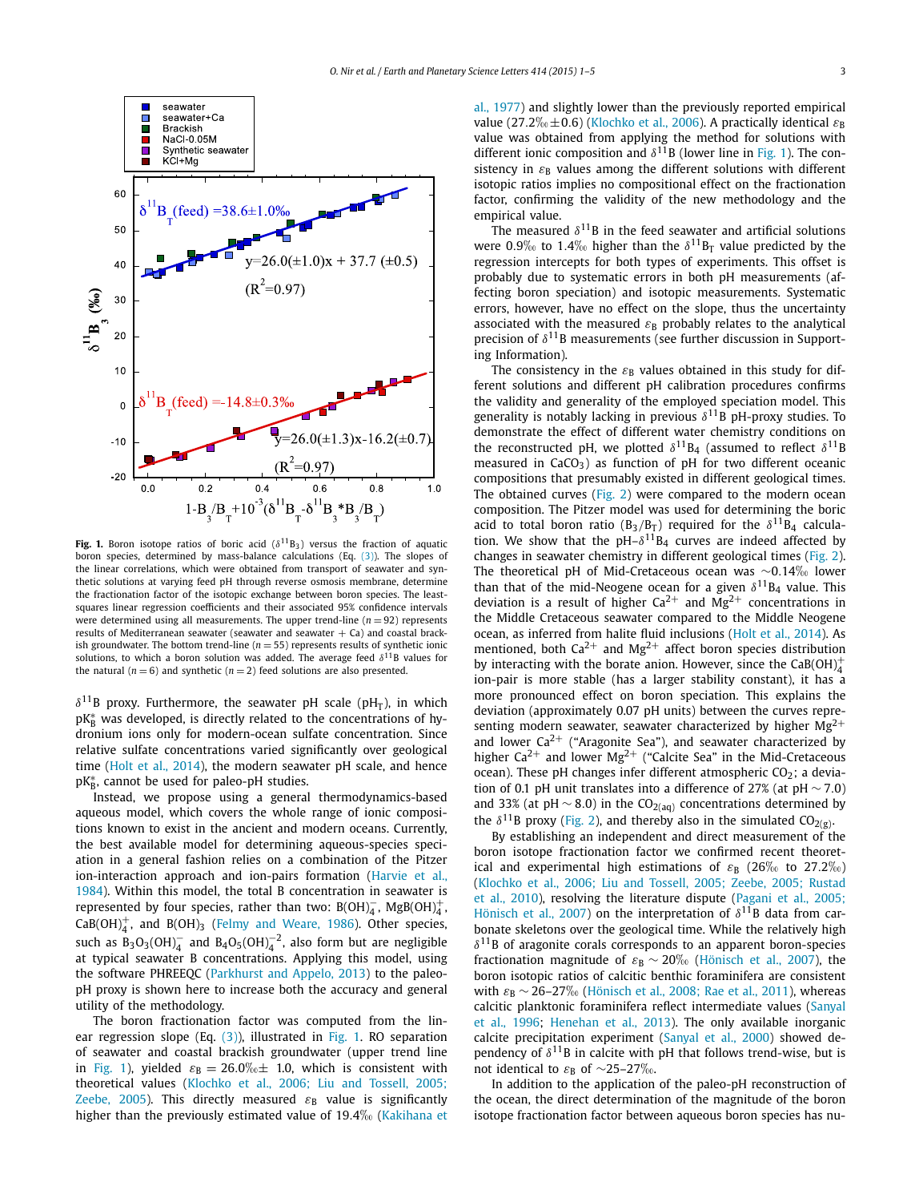**Fig. 1.** Boron isotope ratios of boric acid ($\delta^{11}B_3$) versus the fraction of aquatic boron species, determined by mass-balance calculations (Eq. (3)). The slopes of the linear correlations, which were obtained from transport of seawater and synthetic solutions at varying feed pH through reverse osmosis membrane, determine the fractionation factor of the isotopic exchange between boron species. The least-squares linear regression coefficients and their associated 95% confidence intervals were determined using all measurements. The upper trend-line ($n = 92$) represents results of Mediterranean seawater (seawater and seawater + Ca) and coastal brackish groundwater. The bottom trend-line ($n = 55$) represents results of synthetic ionic solutions, to which a boron solution was added. The average feed $\delta^{11}B$ values for the natural ($n = 6$) and synthetic ($n = 2$) feed solutions are also presented.

$\delta^{11}B$ proxy. Furthermore, the seawater pH scale ($pH_T$), in which $pK_B^*$ was developed, is directly related to the concentrations of hydronium ions only for modern-ocean sulfate concentration. Since relative sulfate concentrations varied significantly over geological time (Holt et al., 2014), the modern seawater pH scale, and hence $pK_B^*$, cannot be used for paleo-pH studies.

Instead, we propose using a general thermodynamics-based aqueous model, which covers the whole range of ionic compositions known to exist in the ancient and modern oceans. Currently, the best available model for determining aqueous-species speciation in a general fashion relies on a combination of the Pitzer ion-interaction approach and ion-pairs formation (Harvie et al., 1984). Within this model, the total B concentration in seawater is represented by four species, rather than two: $B(OH)_4^-$, $MgB(OH)_4^+$, $CaB(OH)_4^+$, and $B(OH)_3$ (Felmy and Weare, 1986). Other species, such as $B_3O_3(OH)_4^-$ and $B_4O_5(OH)_4^{-2}$, also form but are negligible at typical seawater B concentrations. Applying this model, using the software PHREEQC (Parkhurst and Appelo, 2013) to the paleo-pH proxy is shown here to increase both the accuracy and general utility of the methodology.

The boron fractionation factor was computed from the linear regression slope (Eq. (3)), illustrated in Fig. 1. RO separation of seawater and coastal brackish groundwater (upper trend line in Fig. 1), yielded $\varepsilon_B = 26.0‰ \pm 1.0$, which is consistent with theoretical values (Klochko et al., 2006; Liu and Tossell, 2005; Zeebe, 2005). This directly measured $\varepsilon_B$ value is significantly higher than the previously estimated value of 19.4‰ (Kakihana et al., 1977) and slightly lower than the previously reported empirical value (27.2‰ ± 0.6) (Klochko et al., 2006). A practically identical $\varepsilon_B$ value was obtained from applying the method for solutions with different ionic composition and $\delta^{11}B$ (lower line in Fig. 1). The consistency in $\varepsilon_B$ values among the different solutions with different isotopic ratios implies no compositional effect on the fractionation factor, confirming the validity of the new methodology and the empirical value.

The measured $\delta^{11}B$ in the feed seawater and artificial solutions were 0.9‰ to 1.4‰ higher than the $\delta^{11}B_T$ value predicted by the regression intercepts for both types of experiments. This offset is probably due to systematic errors in both pH measurements (affecting boron speciation) and isotopic measurements. Systematic errors, however, have no effect on the slope, thus the uncertainty associated with the measured $\varepsilon_B$ probably relates to the analytical precision of $\delta^{11}B$ measurements (see further discussion in Supporting Information).

The consistency in the $\varepsilon_B$ values obtained in this study for different solutions and different pH calibration procedures confirms the validity and generality of the employed speciation model. This generality is notably lacking in previous $\delta^{11}B$ pH-proxy studies. To demonstrate the effect of different water chemistry conditions on the reconstructed pH, we plotted $\delta^{11}B_4$ (assumed to reflect $\delta^{11}B$ measured in $CaCO_3$) as function of pH for two different oceanic compositions that presumably existed in different geological times. The obtained curves (Fig. 2) were compared to the modern ocean composition. The Pitzer model was used for determining the boric acid to total boron ratio ($B_3/B_T$) required for the $\delta^{11}B_4$ calculation. We show that the pH–$\delta^{11}B_4$ curves are indeed affected by changes in seawater chemistry in different geological times (Fig. 2). The theoretical pH of Mid-Cretaceous ocean was ~0.14‰ lower than that of the mid-Neogene ocean for a given $\delta^{11}B_4$ value. This deviation is a result of higher $Ca^{2+}$ and $Mg^{2+}$ concentrations in the Middle Cretaceous seawater compared to the Middle Neogene ocean, as inferred from halite fluid inclusions (Holt et al., 2014). As mentioned, both $Ca^{2+}$ and $Mg^{2+}$ affect boron species distribution by interacting with the borate anion. However, since the $CaB(OH)_4^+$ ion-pair is more stable (has a larger stability constant), it has a more pronounced effect on boron speciation. This explains the deviation (approximately 0.07 pH units) between the curves representing modern seawater, seawater characterized by higher $Mg^{2+}$ and lower $Ca^{2+}$ ("Aragonite Sea"), and seawater characterized by higher $Ca^{2+}$ and lower $Mg^{2+}$ ("Calcite Sea" in the Mid-Cretaceous ocean). These pH changes infer different atmospheric $CO_2$; a deviation of 0.1 pH unit translates into a difference of 27% (at pH ~ 7.0) and 33% (at pH ~ 8.0) in the $CO_{2(aq)}$ concentrations determined by the $\delta^{11}B$ proxy (Fig. 2), and thereby also in the simulated $CO_{2(g)}$.

By establishing an independent and direct measurement of the boron isotope fractionation factor we confirmed recent theoretical and experimental high estimations of $\varepsilon_B$ (26‰ to 27.2‰) (Klochko et al., 2006; Liu and Tossell, 2005; Zeebe, 2005; Rustad et al., 2010), resolving the literature dispute (Pagani et al., 2005; Hönisch et al., 2007) on the interpretation of $\delta^{11}B$ data from carbonate skeletons over the geological time. While the relatively high $\delta^{11}B$ of aragonite corals corresponds to an apparent boron-species fractionation magnitude of $\varepsilon_B \sim 20‰$ (Hönisch et al., 2007), the boron isotopic ratios of calcitic benthic foraminifera are consistent with $\varepsilon_B \sim 26$–27‰ (Hönisch et al., 2008; Rae et al., 2011), whereas calcitic planktonic foraminifera reflect intermediate values (Sanyal et al., 1996; Henehan et al., 2013). The only available inorganic calcite precipitation experiment (Sanyal et al., 2000) showed dependency of $\delta^{11}B$ in calcite with pH that follows trend-wise, but is not identical to $\varepsilon_B$ of ~25–27‰.

In addition to the application of the paleo-pH reconstruction of the ocean, the direct determination of the magnitude of the boron isotope fractionation factor between aqueous boron species has nu-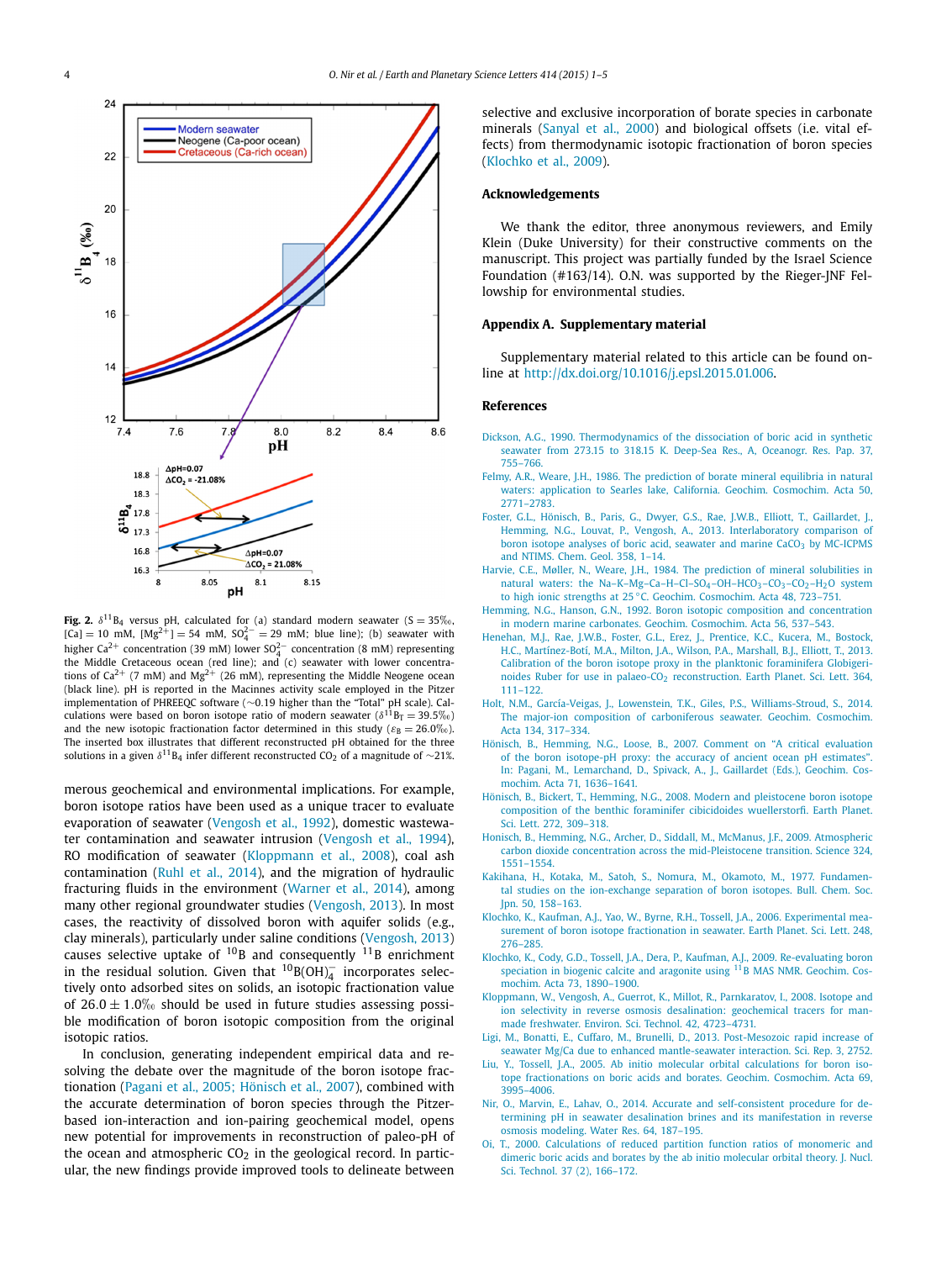**Fig. 2.** $\delta^{11}B_4$ versus pH, calculated for (a) standard modern seawater (S = 35‰, [Ca] = 10 mM, $[Mg^{2+}]$ = 54 mM, $SO_4^{2-}$ = 29 mM; blue line); (b) seawater with higher $Ca^{2+}$ concentration (39 mM) lower $SO_4^{2-}$ concentration (8 mM) representing the Middle Cretaceous ocean (red line); and (c) seawater with lower concentrations of $Ca^{2+}$ (7 mM) and $Mg^{2+}$ (26 mM), representing the Middle Neogene ocean (black line). pH is reported in the Macinnes activity scale employed in the Pitzer implementation of PHREEQC software (~0.19 higher than the "Total" pH scale). Calculations were based on boron isotope ratio of modern seawater ($\delta^{11}B_T$ = 39.5‰) and the new isotopic fractionation factor determined in this study ($\varepsilon_B$ = 26.0‰). The inserted box illustrates that different reconstructed pH obtained for the three solutions in a given $\delta^{11}B_4$ infer different reconstructed $CO_2$ of a magnitude of ~21%.

merous geochemical and environmental implications. For example, boron isotope ratios have been used as a unique tracer to evaluate evaporation of seawater (Vengosh et al., 1992), domestic wastewater contamination and seawater intrusion (Vengosh et al., 1994), RO modification of seawater (Kloppmann et al., 2008), coal ash contamination (Ruhl et al., 2014), and the migration of hydraulic fracturing fluids in the environment (Warner et al., 2014), among many other regional groundwater studies (Vengosh, 2013). In most cases, the reactivity of dissolved boron with aquifer solids (e.g., clay minerals), particularly under saline conditions (Vengosh, 2013) causes selective uptake of $^{10}B$ and consequently $^{11}B$ enrichment in the residual solution. Given that $^{10}B(OH)_4^-$ incorporates selectively onto adsorbed sites on solids, an isotopic fractionation value of 26.0 ± 1.0‰ should be used in future studies assessing possible modification of boron isotopic composition from the original isotopic ratios.

In conclusion, generating independent empirical data and resolving the debate over the magnitude of the boron isotope fractionation (Pagani et al., 2005; Hönisch et al., 2007), combined with the accurate determination of boron species through the Pitzer-based ion-interaction and ion-pairing geochemical model, opens new potential for improvements in reconstruction of paleo-pH of the ocean and atmospheric $CO_2$ in the geological record. In particular, the new findings provide improved tools to delineate between selective and exclusive incorporation of borate species in carbonate minerals (Sanyal et al., 2000) and biological offsets (i.e. vital effects) from thermodynamic isotopic fractionation of boron species (Klochko et al., 2009).

## Acknowledgements

We thank the editor, three anonymous reviewers, and Emily Klein (Duke University) for their constructive comments on the manuscript. This project was partially funded by the Israel Science Foundation (#163/14). O.N. was supported by the Rieger-JNF Fellowship for environmental studies.

## Appendix A. Supplementary material

Supplementary material related to this article can be found online at http://dx.doi.org/10.1016/j.epsl.2015.01.006.

## References

Dickson, A.G., 1990. Thermodynamics of the dissociation of boric acid in synthetic seawater from 273.15 to 318.15 K. Deep-Sea Res., A, Oceanogr. Res. Pap. 37, 755–766.

Felmy, A.R., Weare, J.H., 1986. The prediction of borate mineral equilibria in natural waters: application to Searles lake, California. Geochim. Cosmochim. Acta 50, 2771–2783.

Foster, G.L., Hönisch, B., Paris, G., Dwyer, G.S., Rae, J.W.B., Elliott, T., Gaillardet, J., Hemming, N.G., Louvat, P., Vengosh, A., 2013. Interlaboratory comparison of boron isotope analyses of boric acid, seawater and marine $CaCO_3$ by MC-ICPMS and NTIMS. Chem. Geol. 358, 1–14.

Harvie, C.E., Møller, N., Weare, J.H., 1984. The prediction of mineral solubilities in natural waters: the Na–K–Mg–Ca–H–Cl–$SO_4$–OH–$HCO_3$–$CO_3$–$CO_2$–$H_2O$ system to high ionic strengths at 25 °C. Geochim. Cosmochim. Acta 48, 723–751.

Hemming, N.G., Hanson, G.N., 1992. Boron isotopic composition and concentration in modern marine carbonates. Geochim. Cosmochim. Acta 56, 537–543.

Henehan, M.J., Rae, J.W.B., Foster, G.L., Erez, J., Prentice, K.C., Kucera, M., Bostock, H.C., Martínez-Botí, M.A., Milton, J.A., Wilson, P.A., Marshall, B.J., Elliott, T., 2013. Calibration of the boron isotope proxy in the planktonic foraminifera Globigerinoides Ruber for use in palaeo-$CO_2$ reconstruction. Earth Planet. Sci. Lett. 364, 111–122.

Holt, N.M., García-Veigas, J., Lowenstein, T.K., Giles, P.S., Williams-Stroud, S., 2014. The major-ion composition of carboniferous seawater. Geochim. Cosmochim. Acta 134, 317–334.

Hönisch, B., Hemming, N.G., Loose, B., 2007. Comment on "A critical evaluation of the boron isotope-pH proxy: the accuracy of ancient ocean pH estimates". In: Pagani, M., Lemarchand, D., Spivack, A., J., Gaillardet (Eds.), Geochim. Cosmochim. Acta 71, 1636–1641.

Hönisch, B., Bickert, T., Hemming, N.G., 2008. Modern and pleistocene boron isotope composition of the benthic foraminifer cibicidoides wuellerstorfi. Earth Planet. Sci. Lett. 272, 309–318.

Honisch, B., Hemming, N.G., Archer, D., Siddall, M., McManus, J.F., 2009. Atmospheric carbon dioxide concentration across the mid-Pleistocene transition. Science 324, 1551–1554.

Kakihana, H., Kotaka, M., Satoh, S., Nomura, M., Okamoto, M., 1977. Fundamental studies on the ion-exchange separation of boron isotopes. Bull. Chem. Soc. Jpn. 50, 158–163.

Klochko, K., Kaufman, A.J., Yao, W., Byrne, R.H., Tossell, J.A., 2006. Experimental measurement of boron isotope fractionation in seawater. Earth Planet. Sci. Lett. 248, 276–285.

Klochko, K., Cody, G.D., Tossell, J.A., Dera, P., Kaufman, A.J., 2009. Re-evaluating boron speciation in biogenic calcite and aragonite using $^{11}B$ MAS NMR. Geochim. Cosmochim. Acta 73, 1890–1900.

Kloppmann, W., Vengosh, A., Guerrot, C., Millot, R., Pankratov, I., 2008. Isotope and ion selectivity in reverse osmosis desalination: geochemical tracers for man-made freshwater. Environ. Sci. Technol. 42, 4723–4731.

Ligi, M., Bonatti, E., Cuffaro, M., Brunelli, D., 2013. Post-Mesozoic rapid increase of seawater Mg/Ca due to enhanced mantle-seawater interaction. Sci. Rep. 3, 2752.

Liu, Y., Tossell, J.A., 2005. Ab initio molecular orbital calculations for boron isotope fractionations on boric acids and borates. Geochim. Cosmochim. Acta 69, 3995–4006.

Nir, O., Marvin, E., Lahav, O., 2014. Accurate and self-consistent procedure for determining pH in seawater desalination brines and its manifestation in reverse osmosis modeling. Water Res. 64, 187–195.

Oi, T., 2000. Calculations of reduced partition function ratios of monomeric and dimeric boric acids and borates by the ab initio molecular orbital theory. J. Nucl. Sci. Technol. 37 (2), 166–172.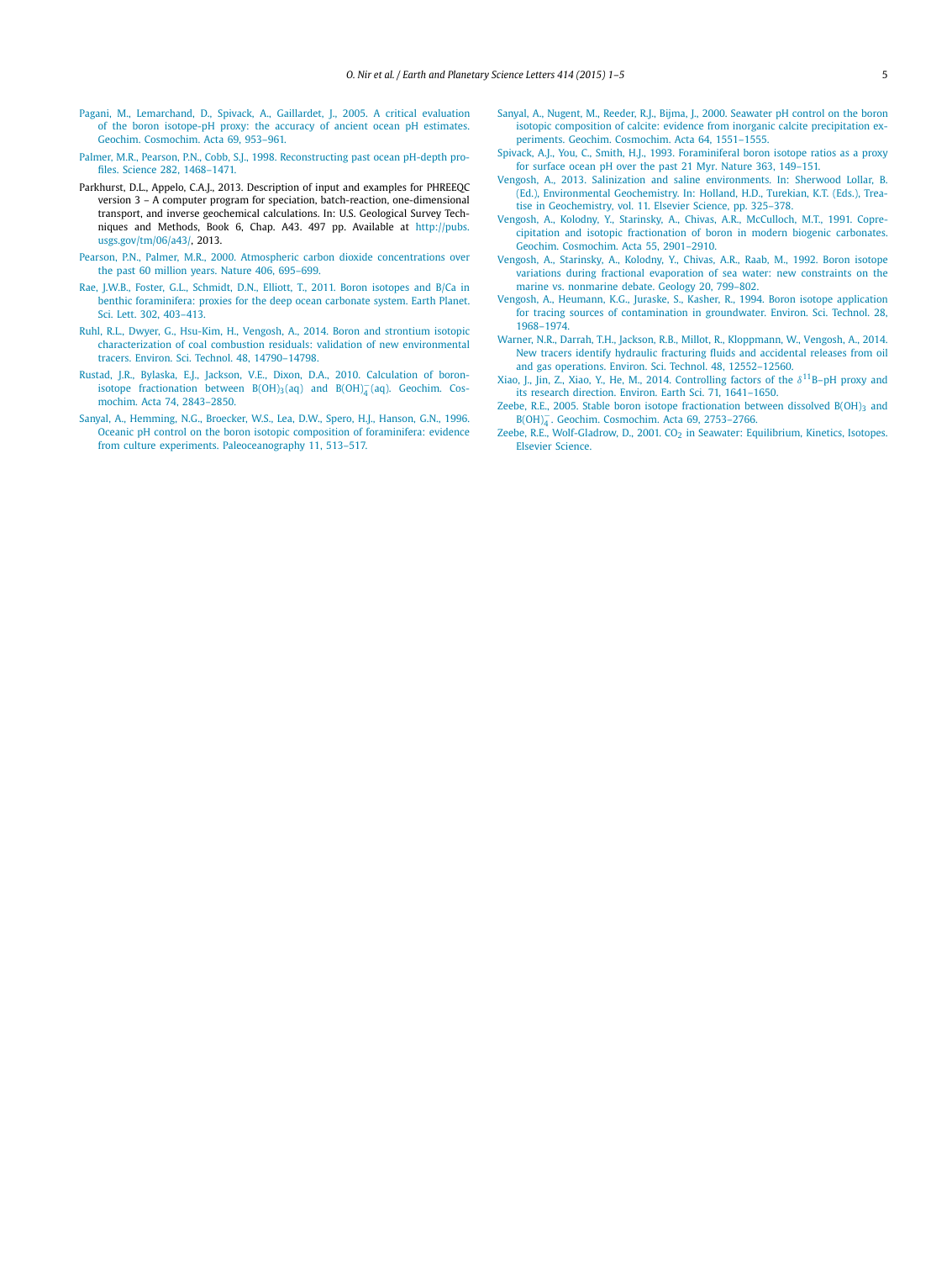Pagani, M., Lemarchand, D., Spivack, A., Gaillardet, J., 2005. A critical evaluation of the boron isotope-pH proxy: the accuracy of ancient ocean pH estimates. Geochim. Cosmochim. Acta 69, 953–961.

Palmer, M.R., Pearson, P.N., Cobb, S.J., 1998. Reconstructing past ocean pH-depth profiles. Science 282, 1468–1471.

Parkhurst, D.L., Appelo, C.A.J., 2013. Description of input and examples for PHREEQC version 3 – A computer program for speciation, batch-reaction, one-dimensional transport, and inverse geochemical calculations. In: U.S. Geological Survey Techniques and Methods, Book 6, Chap. A43. 497 pp. Available at http://pubs.usgs.gov/tm/06/a43/, 2013.

Pearson, P.N., Palmer, M.R., 2000. Atmospheric carbon dioxide concentrations over the past 60 million years. Nature 406, 695–699.

Rae, J.W.B., Foster, G.L., Schmidt, D.N., Elliott, T., 2011. Boron isotopes and B/Ca in benthic foraminifera: proxies for the deep ocean carbonate system. Earth Planet. Sci. Lett. 302, 403–413.

Ruhl, R.L., Dwyer, G., Hsu-Kim, H., Vengosh, A., 2014. Boron and strontium isotopic characterization of coal combustion residuals: validation of new environmental tracers. Environ. Sci. Technol. 48, 14790–14798.

Rustad, J.R., Bylaska, E.J., Jackson, V.E., Dixon, D.A., 2010. Calculation of boron-isotope fractionation between $B(OH)_3(aq)$ and $B(OH)_4^-(aq)$. Geochim. Cosmochim. Acta 74, 2843–2850.

Sanyal, A., Hemming, N.G., Broecker, W.S., Lea, D.W., Spero, H.J., Hanson, G.N., 1996. Oceanic pH control on the boron isotopic composition of foraminifera: evidence from culture experiments. Paleoceanography 11, 513–517.

Sanyal, A., Nugent, M., Reeder, R.J., Bijma, J., 2000. Seawater pH control on the boron isotopic composition of calcite: evidence from inorganic calcite precipitation experiments. Geochim. Cosmochim. Acta 64, 1551–1555.

Spivack, A.J., You, C., Smith, H.J., 1993. Foraminiferal boron isotope ratios as a proxy for surface ocean pH over the past 21 Myr. Nature 363, 149–151.

Vengosh, A., 2013. Salinization and saline environments. In: Sherwood Lollar, B. (Ed.), Environmental Geochemistry. In: Holland, H.D., Turekian, K.T. (Eds.), Treatise in Geochemistry, vol. 11. Elsevier Science, pp. 325–378.

Vengosh, A., Kolodny, Y., Starinsky, A., Chivas, A.R., McCulloch, M.T., 1991. Coprecipitation and isotopic fractionation of boron in modern biogenic carbonates. Geochim. Cosmochim. Acta 55, 2901–2910.

Vengosh, A., Starinsky, A., Kolodny, Y., Chivas, A.R., Raab, M., 1992. Boron isotope variations during fractional evaporation of sea water: new constraints on the marine vs. nonmarine debate. Geology 20, 799–802.

Vengosh, A., Heumann, K.G., Juraske, S., Kasher, R., 1994. Boron isotope application for tracing sources of contamination in groundwater. Environ. Sci. Technol. 28, 1968–1974.

Warner, N.R., Darrah, T.H., Jackson, R.B., Millot, R., Kloppmann, W., Vengosh, A., 2014. New tracers identify hydraulic fracturing fluids and accidental releases from oil and gas operations. Environ. Sci. Technol. 48, 12552–12560.

Xiao, J., Jin, Z., Xiao, Y., He, M., 2014. Controlling factors of the $\delta^{11}$B–pH proxy and its research direction. Environ. Earth Sci. 71, 1641–1650.

Zeebe, R.E., 2005. Stable boron isotope fractionation between dissolved $B(OH)_3$ and $B(OH)_4^-$. Geochim. Cosmochim. Acta 69, 2753–2766.

Zeebe, R.E., Wolf-Gladrow, D., 2001. $CO_2$ in Seawater: Equilibrium, Kinetics, Isotopes. Elsevier Science.